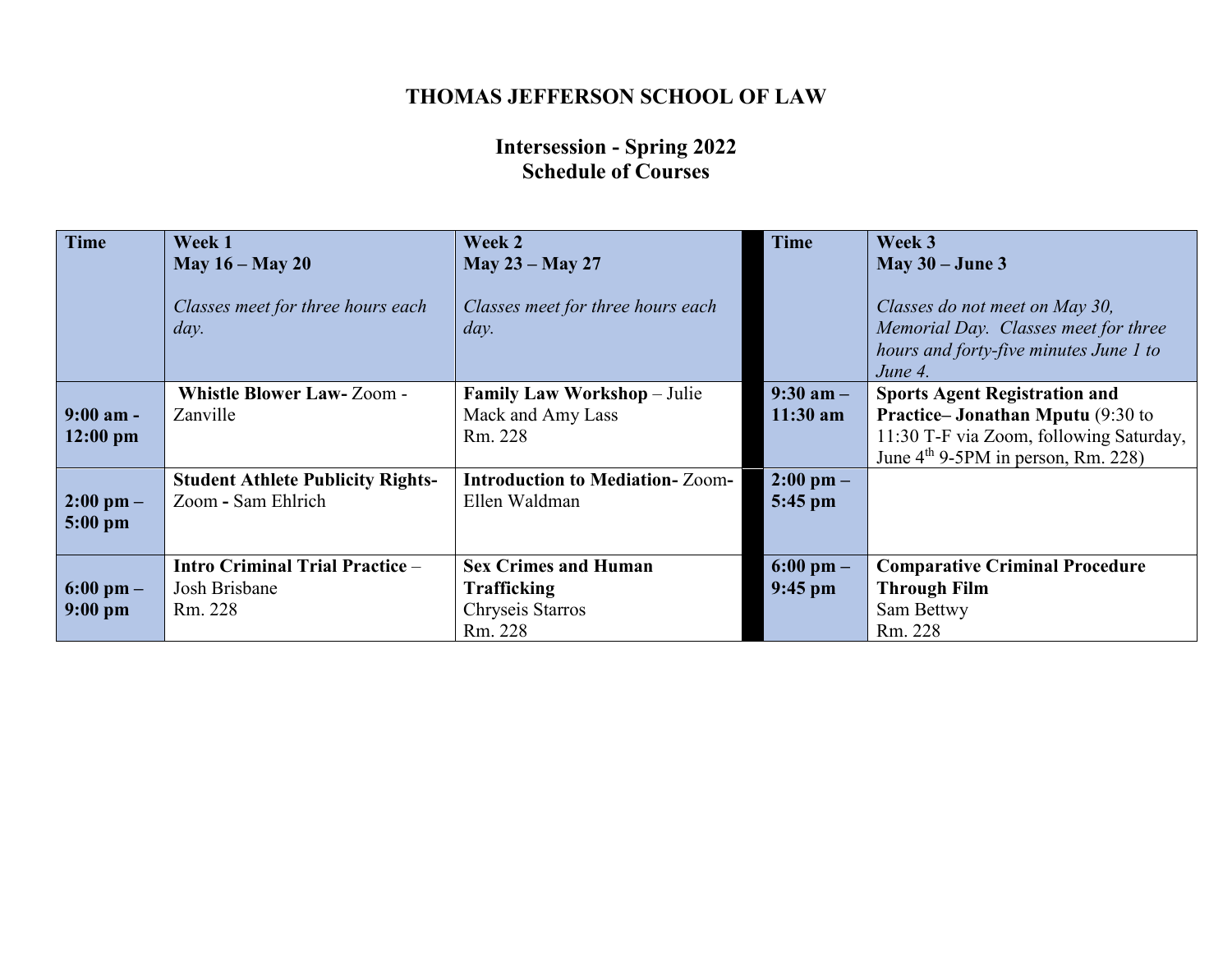# THOMAS JEFFERSON SCHOOL OF LAW

## Intersession - Spring 2022
## Schedule of Courses

| Time | Week 1<br>May 16 – May 20<br><br>*Classes meet for three hours each day.* | Week 2<br>May 23 – May 27<br><br>*Classes meet for three hours each day.* | | Time | Week 3<br>May 30 – June 3<br><br>*Classes do not meet on May 30, Memorial Day. Classes meet for three hours and forty-five minutes June 1 to June 4.* |
|---|---|---|---|---|---|
| **9:00 am - 12:00 pm** | **Whistle Blower Law-** Zoom - Zanville | **Family Law Workshop** – Julie Mack and Amy Lass<br>Rm. 228 | | **9:30 am – 11:30 am** | **Sports Agent Registration and Practice– Jonathan Mputu** (9:30 to 11:30 T-F via Zoom, following Saturday, June 4th 9-5PM in person, Rm. 228) |
| **2:00 pm – 5:00 pm** | **Student Athlete Publicity Rights-** Zoom **-** Sam Ehlrich | **Introduction to Mediation-** Zoom- Ellen Waldman | | **2:00 pm – 5:45 pm** | |
| **6:00 pm – 9:00 pm** | **Intro Criminal Trial Practice** – Josh Brisbane<br>Rm. 228 | **Sex Crimes and Human Trafficking**<br>Chryseis Starros<br>Rm. 228 | | **6:00 pm – 9:45 pm** | **Comparative Criminal Procedure Through Film**<br>Sam Bettwy<br>Rm. 228 |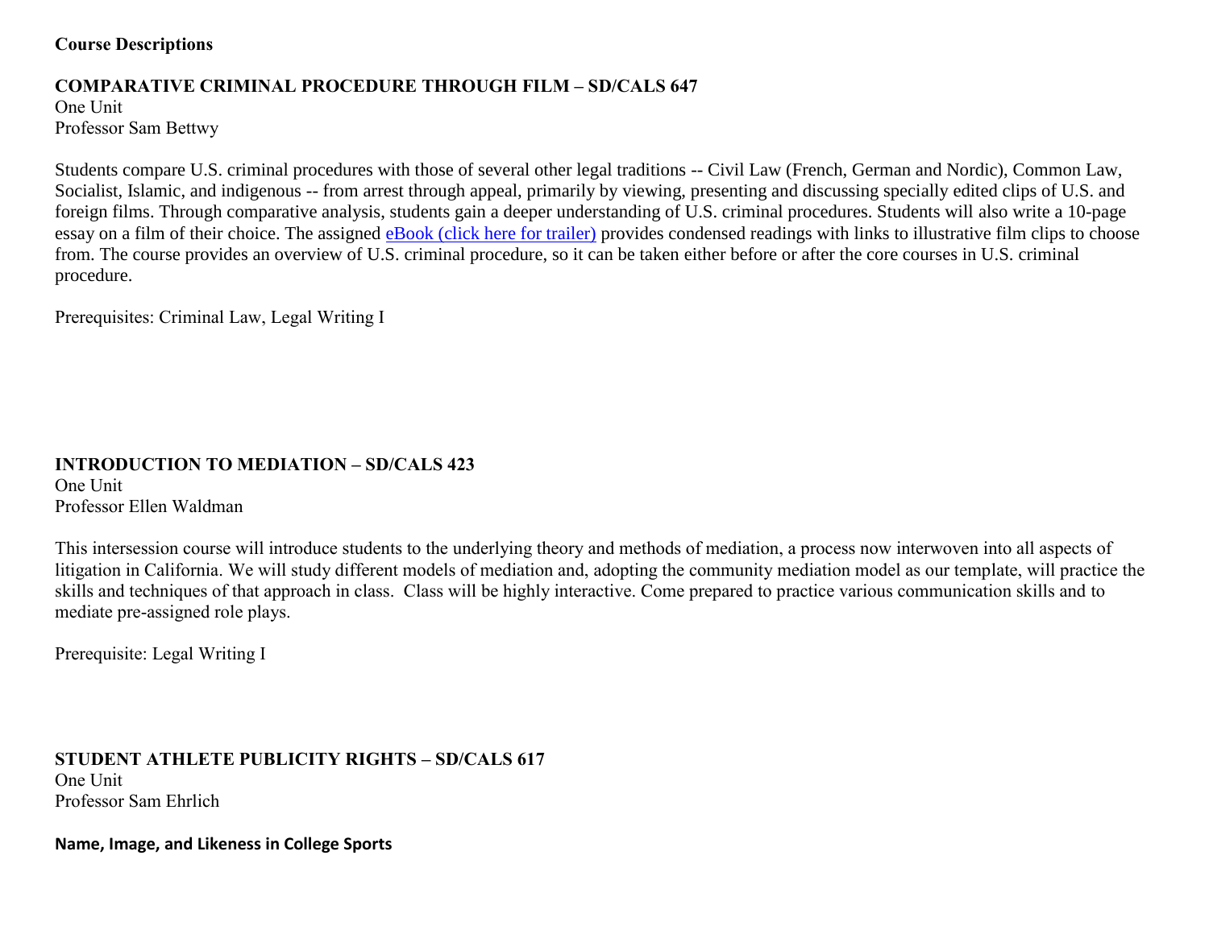**Course Descriptions**

**COMPARATIVE CRIMINAL PROCEDURE THROUGH FILM – SD/CALS 647**
One Unit
Professor Sam Bettwy

Students compare U.S. criminal procedures with those of several other legal traditions -- Civil Law (French, German and Nordic), Common Law, Socialist, Islamic, and indigenous -- from arrest through appeal, primarily by viewing, presenting and discussing specially edited clips of U.S. and foreign films. Through comparative analysis, students gain a deeper understanding of U.S. criminal procedures. Students will also write a 10-page essay on a film of their choice. The assigned eBook (click here for trailer) provides condensed readings with links to illustrative film clips to choose from. The course provides an overview of U.S. criminal procedure, so it can be taken either before or after the core courses in U.S. criminal procedure.

Prerequisites: Criminal Law, Legal Writing I

**INTRODUCTION TO MEDIATION – SD/CALS 423**
One Unit
Professor Ellen Waldman

This intersession course will introduce students to the underlying theory and methods of mediation, a process now interwoven into all aspects of litigation in California. We will study different models of mediation and, adopting the community mediation model as our template, will practice the skills and techniques of that approach in class. Class will be highly interactive. Come prepared to practice various communication skills and to mediate pre-assigned role plays.

Prerequisite: Legal Writing I

**STUDENT ATHLETE PUBLICITY RIGHTS – SD/CALS 617**
One Unit
Professor Sam Ehrlich

**Name, Image, and Likeness in College Sports**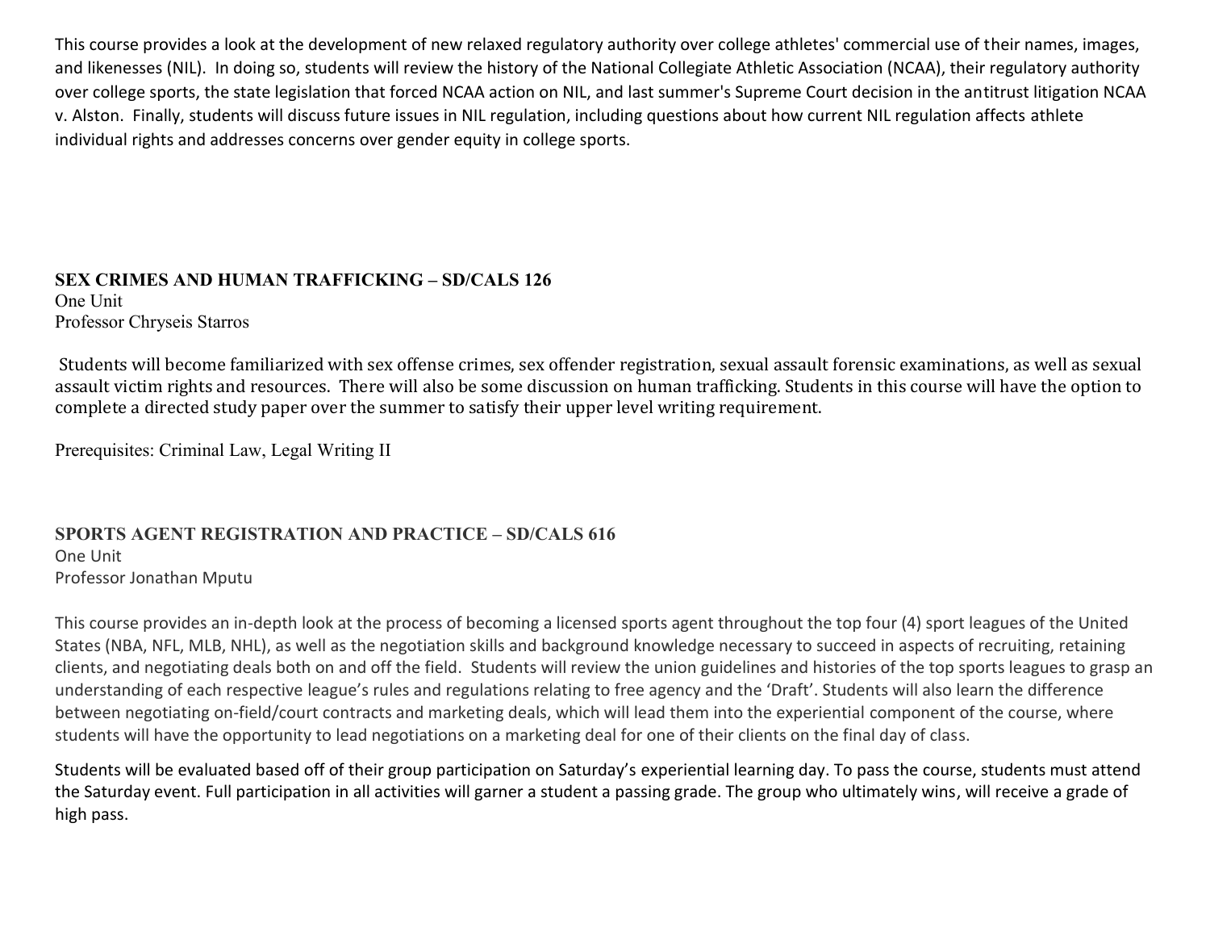This course provides a look at the development of new relaxed regulatory authority over college athletes' commercial use of their names, images, and likenesses (NIL). In doing so, students will review the history of the National Collegiate Athletic Association (NCAA), their regulatory authority over college sports, the state legislation that forced NCAA action on NIL, and last summer's Supreme Court decision in the antitrust litigation NCAA v. Alston. Finally, students will discuss future issues in NIL regulation, including questions about how current NIL regulation affects athlete individual rights and addresses concerns over gender equity in college sports.

**SEX CRIMES AND HUMAN TRAFFICKING – SD/CALS 126**
One Unit
Professor Chryseis Starros

Students will become familiarized with sex offense crimes, sex offender registration, sexual assault forensic examinations, as well as sexual assault victim rights and resources. There will also be some discussion on human trafficking. Students in this course will have the option to complete a directed study paper over the summer to satisfy their upper level writing requirement.

Prerequisites: Criminal Law, Legal Writing II

**SPORTS AGENT REGISTRATION AND PRACTICE – SD/CALS 616**
One Unit
Professor Jonathan Mputu

This course provides an in-depth look at the process of becoming a licensed sports agent throughout the top four (4) sport leagues of the United States (NBA, NFL, MLB, NHL), as well as the negotiation skills and background knowledge necessary to succeed in aspects of recruiting, retaining clients, and negotiating deals both on and off the field. Students will review the union guidelines and histories of the top sports leagues to grasp an understanding of each respective league's rules and regulations relating to free agency and the 'Draft'. Students will also learn the difference between negotiating on-field/court contracts and marketing deals, which will lead them into the experiential component of the course, where students will have the opportunity to lead negotiations on a marketing deal for one of their clients on the final day of class.

Students will be evaluated based off of their group participation on Saturday's experiential learning day. To pass the course, students must attend the Saturday event. Full participation in all activities will garner a student a passing grade. The group who ultimately wins, will receive a grade of high pass.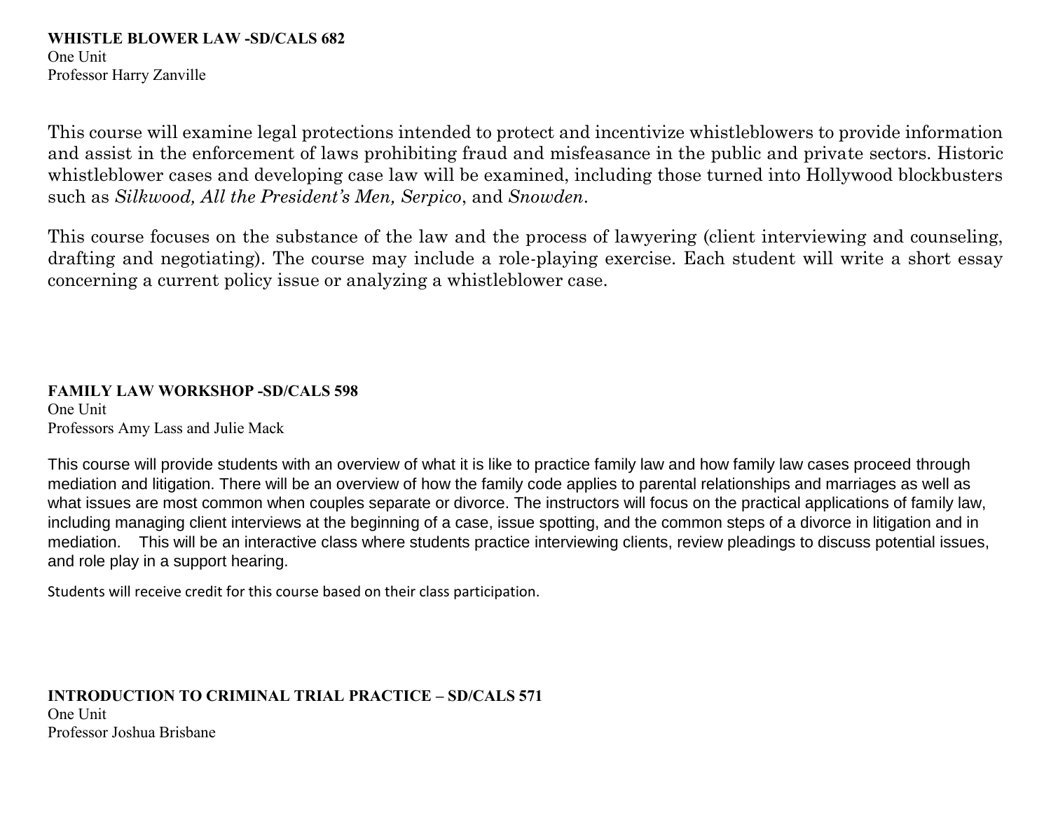**WHISTLE BLOWER LAW -SD/CALS 682**
One Unit
Professor Harry Zanville

This course will examine legal protections intended to protect and incentivize whistleblowers to provide information and assist in the enforcement of laws prohibiting fraud and misfeasance in the public and private sectors. Historic whistleblower cases and developing case law will be examined, including those turned into Hollywood blockbusters such as *Silkwood, All the President's Men, Serpico*, and *Snowden*.

This course focuses on the substance of the law and the process of lawyering (client interviewing and counseling, drafting and negotiating). The course may include a role-playing exercise. Each student will write a short essay concerning a current policy issue or analyzing a whistleblower case.

**FAMILY LAW WORKSHOP -SD/CALS 598**
One Unit
Professors Amy Lass and Julie Mack

This course will provide students with an overview of what it is like to practice family law and how family law cases proceed through mediation and litigation. There will be an overview of how the family code applies to parental relationships and marriages as well as what issues are most common when couples separate or divorce. The instructors will focus on the practical applications of family law, including managing client interviews at the beginning of a case, issue spotting, and the common steps of a divorce in litigation and in mediation. This will be an interactive class where students practice interviewing clients, review pleadings to discuss potential issues, and role play in a support hearing.

Students will receive credit for this course based on their class participation.

**INTRODUCTION TO CRIMINAL TRIAL PRACTICE – SD/CALS 571**
One Unit
Professor Joshua Brisbane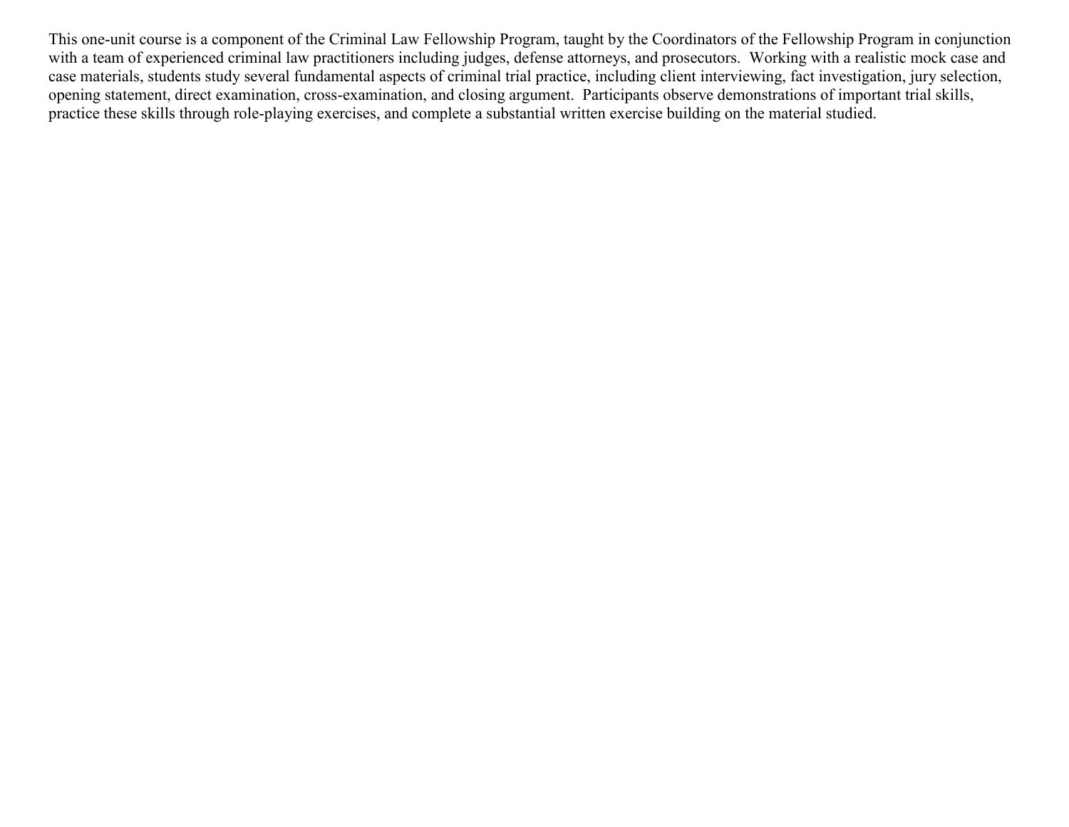This one-unit course is a component of the Criminal Law Fellowship Program, taught by the Coordinators of the Fellowship Program in conjunction with a team of experienced criminal law practitioners including judges, defense attorneys, and prosecutors. Working with a realistic mock case and case materials, students study several fundamental aspects of criminal trial practice, including client interviewing, fact investigation, jury selection, opening statement, direct examination, cross-examination, and closing argument. Participants observe demonstrations of important trial skills, practice these skills through role-playing exercises, and complete a substantial written exercise building on the material studied.